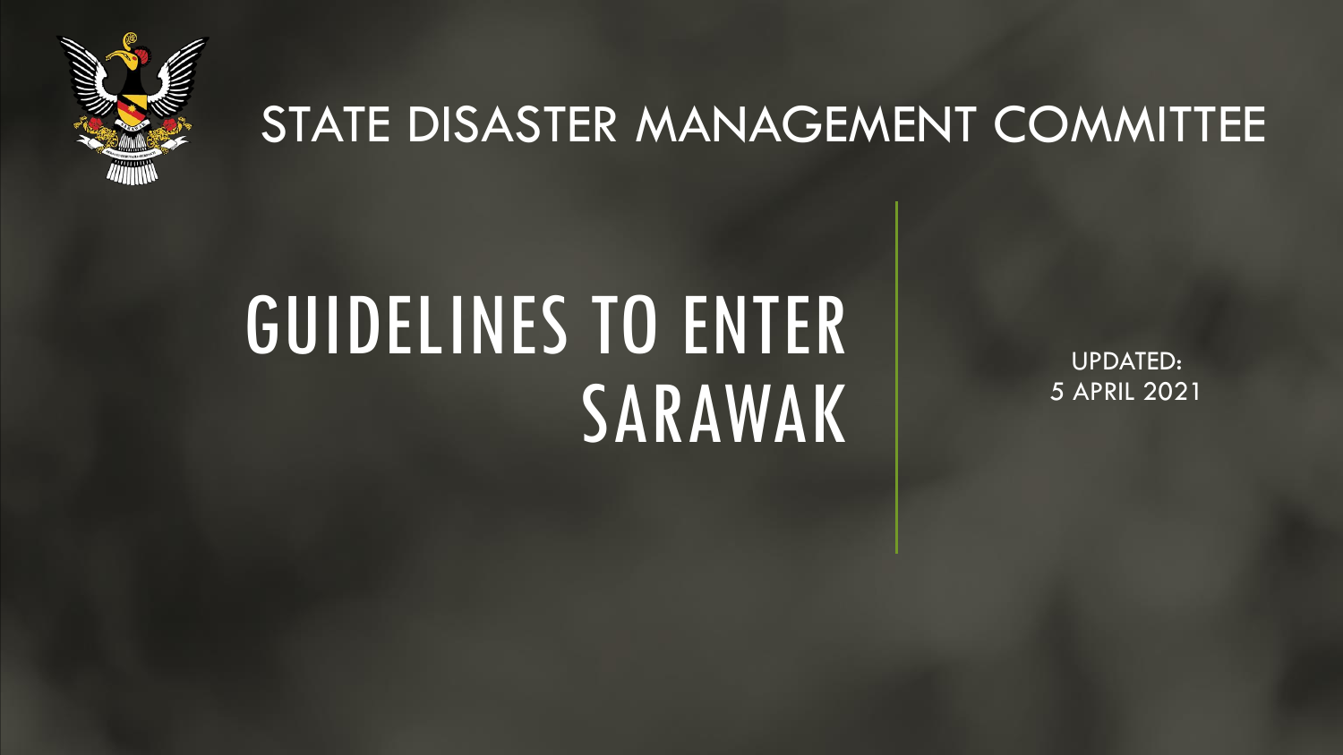STATE DISASTER MANAGEMENT COMMITTEE

# GUIDELINES TO ENTER SARAWAK

UPDATED:
5 APRIL 2021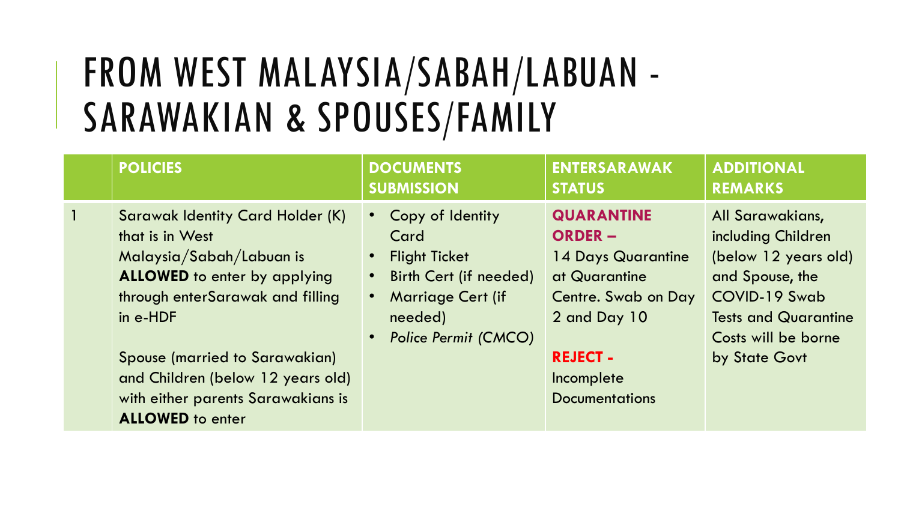# FROM WEST MALAYSIA/SABAH/LABUAN - SARAWAKIAN & SPOUSES/FAMILY

| | POLICIES | DOCUMENTS SUBMISSION | ENTERSARAWAK STATUS | ADDITIONAL REMARKS |
|---|---|---|---|---|
| 1 | Sarawak Identity Card Holder (K) that is in West Malaysia/Sabah/Labuan is **ALLOWED** to enter by applying through enterSarawak and filling in e-HDF<br><br>Spouse (married to Sarawakian) and Children (below 12 years old) with either parents Sarawakians is **ALLOWED** to enter | • Copy of Identity Card<br>• Flight Ticket<br>• Birth Cert (if needed)<br>• Marriage Cert (if needed)<br>• *Police Permit (CMCO)* | **QUARANTINE ORDER –** 14 Days Quarantine at Quarantine Centre. Swab on Day 2 and Day 10<br><br>**REJECT -** Incomplete Documentations | All Sarawakians, including Children (below 12 years old) and Spouse, the COVID-19 Swab Tests and Quarantine Costs will be borne by State Govt |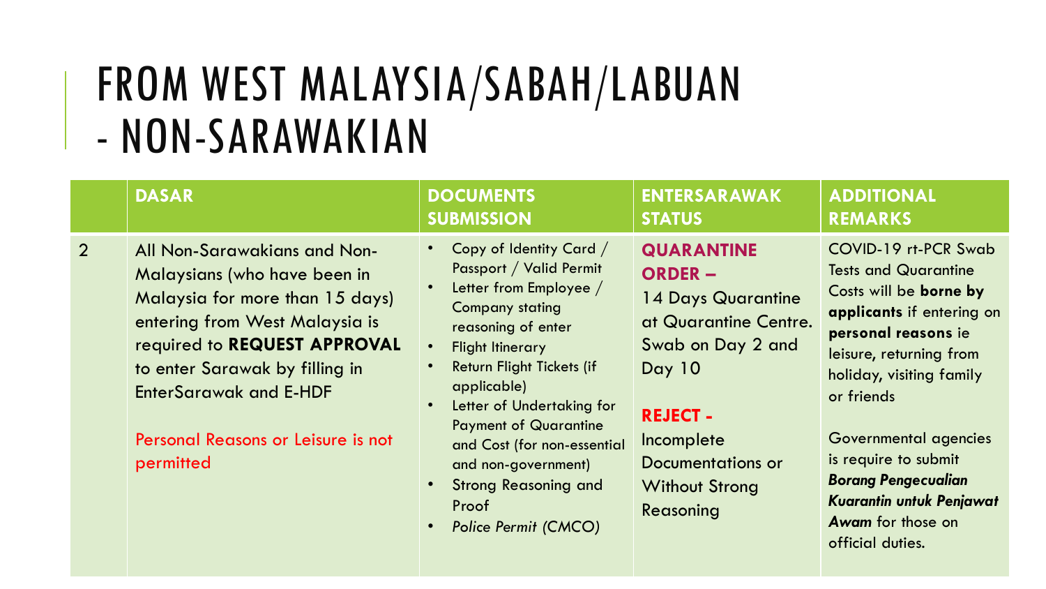# FROM WEST MALAYSIA/SABAH/LABUAN - NON-SARAWAKIAN

| | DASAR | DOCUMENTS SUBMISSION | ENTERSARAWAK STATUS | ADDITIONAL REMARKS |
|---|---|---|---|---|
| 2 | All Non-Sarawakians and Non-Malaysians (who have been in Malaysia for more than 15 days) entering from West Malaysia is required to **REQUEST APPROVAL** to enter Sarawak by filling in EnterSarawak and E-HDF<br><br>Personal Reasons or Leisure is not permitted | • Copy of Identity Card / Passport / Valid Permit<br>• Letter from Employee / Company stating reasoning of enter<br>• Flight Itinerary<br>• Return Flight Tickets (if applicable)<br>• Letter of Undertaking for Payment of Quarantine and Cost (for non-essential and non-government)<br>• Strong Reasoning and Proof<br>• *Police Permit (CMCO)* | **QUARANTINE ORDER –**<br>14 Days Quarantine at Quarantine Centre. Swab on Day 2 and Day 10<br><br>**REJECT -**<br>Incomplete Documentations or Without Strong Reasoning | COVID-19 rt-PCR Swab Tests and Quarantine Costs will be **borne by applicants** if entering on **personal reasons** ie leisure, returning from holiday, visiting family or friends<br><br>Governmental agencies is require to submit ***Borang Pengecualian Kuarantin untuk Penjawat Awam*** for those on official duties. |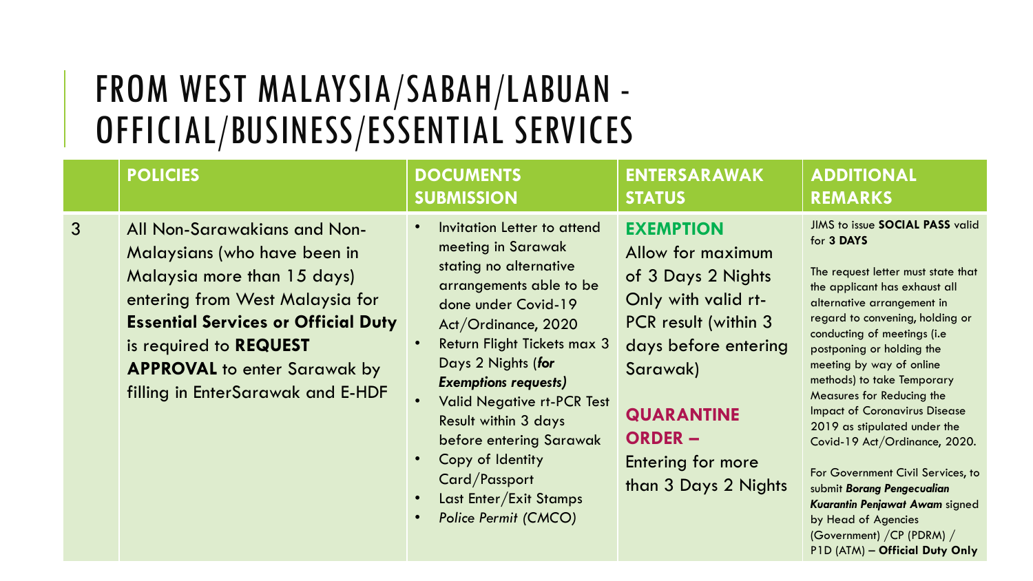# FROM WEST MALAYSIA/SABAH/LABUAN - OFFICIAL/BUSINESS/ESSENTIAL SERVICES

| | POLICIES | DOCUMENTS SUBMISSION | ENTERSARAWAK STATUS | ADDITIONAL REMARKS |
|---|---|---|---|---|
| 3 | All Non-Sarawakians and Non-Malaysians (who have been in Malaysia more than 15 days) entering from West Malaysia for **Essential Services or Official Duty** is required to **REQUEST APPROVAL** to enter Sarawak by filling in EnterSarawak and E-HDF | • Invitation Letter to attend meeting in Sarawak stating no alternative arrangements able to be done under Covid-19 Act/Ordinance, 2020<br>• Return Flight Tickets max 3 Days 2 Nights (***for Exemptions requests)***<br>• Valid Negative rt-PCR Test Result within 3 days before entering Sarawak<br>• Copy of Identity Card/Passport<br>• Last Enter/Exit Stamps<br>• *Police Permit (CMCO)* | **EXEMPTION**<br>Allow for maximum of 3 Days 2 Nights Only with valid rt-PCR result (within 3 days before entering Sarawak)<br><br>**QUARANTINE ORDER –**<br>Entering for more than 3 Days 2 Nights | JIMS to issue **SOCIAL PASS** valid for **3 DAYS**<br><br>The request letter must state that the applicant has exhaust all alternative arrangement in regard to convening, holding or conducting of meetings (i.e postponing or holding the meeting by way of online methods) to take Temporary Measures for Reducing the Impact of Coronavirus Disease 2019 as stipulated under the Covid-19 Act/Ordinance, 2020.<br><br>For Government Civil Services, to submit ***Borang Pengecualian Kuarantin Penjawat Awam*** signed by Head of Agencies (Government) /CP (PDRM) / P1D (ATM) – **Official Duty Only** |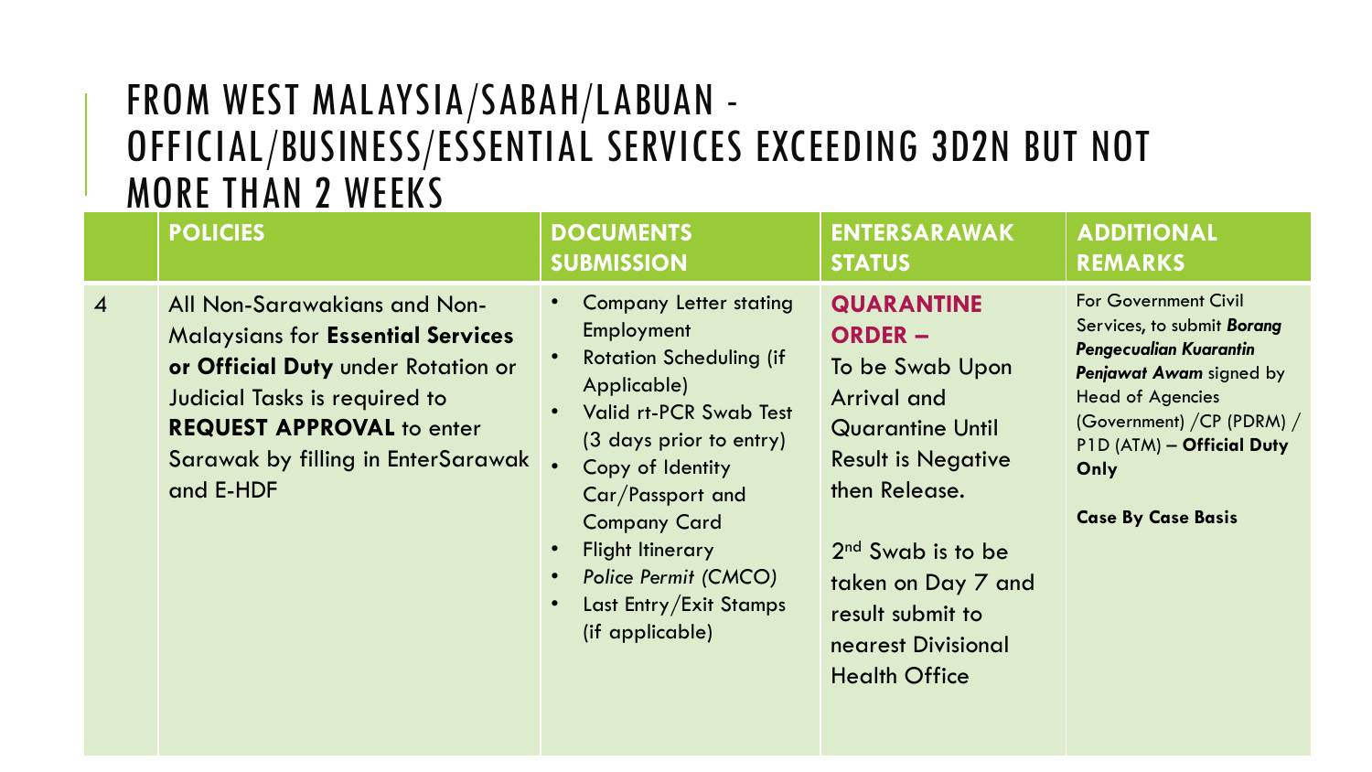# FROM WEST MALAYSIA/SABAH/LABUAN - OFFICIAL/BUSINESS/ESSENTIAL SERVICES EXCEEDING 3D2N BUT NOT MORE THAN 2 WEEKS

| | POLICIES | DOCUMENTS SUBMISSION | ENTERSARAWAK STATUS | ADDITIONAL REMARKS |
|---|---|---|---|---|
| 4 | All Non-Sarawakians and Non-Malaysians for **Essential Services or Official Duty** under Rotation or Judicial Tasks is required to **REQUEST APPROVAL** to enter Sarawak by filling in EnterSarawak and E-HDF | • Company Letter stating Employment<br>• Rotation Scheduling (if Applicable)<br>• Valid rt-PCR Swab Test (3 days prior to entry)<br>• Copy of Identity Car/Passport and Company Card<br>• Flight Itinerary<br>• *Police Permit* (CMCO)<br>• Last Entry/Exit Stamps (if applicable) | **QUARANTINE ORDER –** To be Swab Upon Arrival and Quarantine Until Result is Negative then Release.<br><br>2nd Swab is to be taken on Day 7 and result submit to nearest Divisional Health Office | For Government Civil Services, to submit ***Borang Pengecualian Kuarantin Penjawat Awam*** signed by Head of Agencies (Government) /CP (PDRM) / P1D (ATM) – **Official Duty Only**<br><br>**Case By Case Basis** |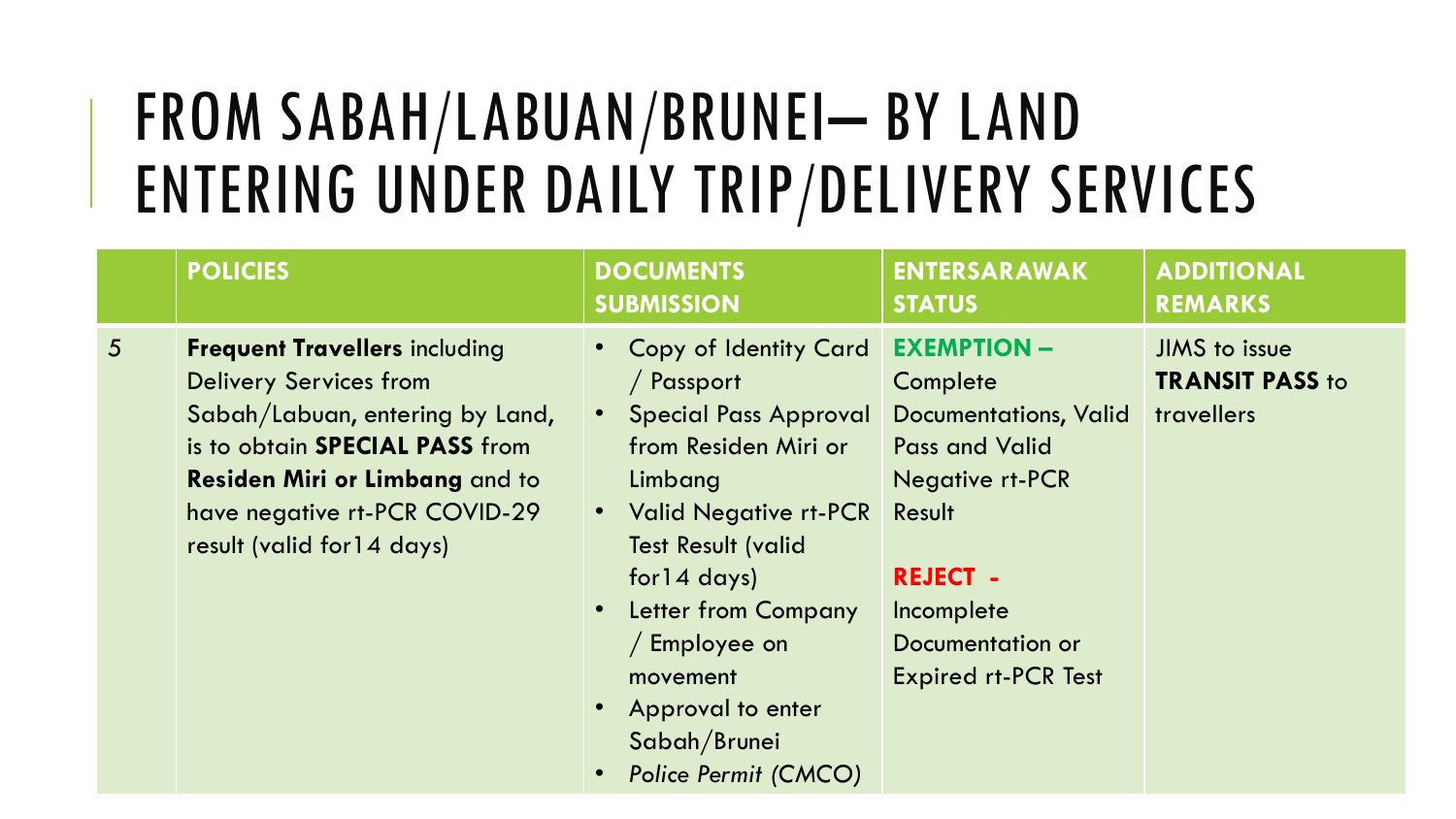# FROM SABAH/LABUAN/BRUNEI– BY LAND ENTERING UNDER DAILY TRIP/DELIVERY SERVICES

| | **POLICIES** | **DOCUMENTS SUBMISSION** | **ENTERSARAWAK STATUS** | **ADDITIONAL REMARKS** |
|---|---|---|---|---|
| 5 | **Frequent Travellers** including Delivery Services from Sabah/Labuan, entering by Land, is to obtain **SPECIAL PASS** from **Residen Miri or Limbang** and to have negative rt-PCR COVID-29 result (valid for14 days) | • Copy of Identity Card / Passport<br>• Special Pass Approval from Residen Miri or Limbang<br>• Valid Negative rt-PCR Test Result (valid for14 days)<br>• Letter from Company / Employee on movement<br>• Approval to enter Sabah/Brunei<br>• *Police Permit (CMCO)* | **EXEMPTION –** Complete Documentations, Valid Pass and Valid Negative rt-PCR Result<br><br>**REJECT -** Incomplete Documentation or Expired rt-PCR Test | JIMS to issue **TRANSIT PASS** to travellers |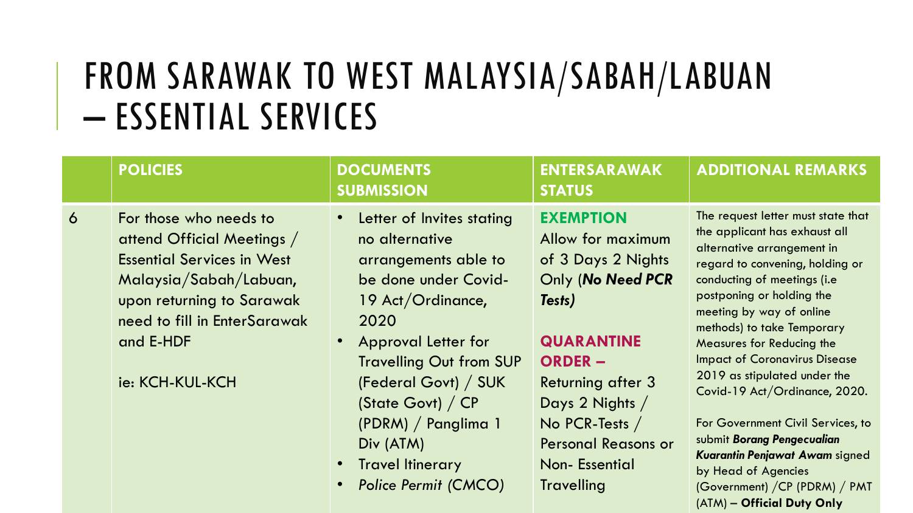# FROM SARAWAK TO WEST MALAYSIA/SABAH/LABUAN – ESSENTIAL SERVICES

| | POLICIES | DOCUMENTS SUBMISSION | ENTERSARAWAK STATUS | ADDITIONAL REMARKS |
|---|---|---|---|---|
| 6 | For those who needs to attend Official Meetings / Essential Services in West Malaysia/Sabah/Labuan, upon returning to Sarawak need to fill in EnterSarawak and E-HDF<br><br>ie: KCH-KUL-KCH | • Letter of Invites stating no alternative arrangements able to be done under Covid-19 Act/Ordinance, 2020<br>• Approval Letter for Travelling Out from SUP (Federal Govt) / SUK (State Govt) / CP (PDRM) / Panglima 1 Div (ATM)<br>• Travel Itinerary<br>• *Police Permit (CMCO)* | **EXEMPTION**<br>Allow for maximum of 3 Days 2 Nights Only (***No Need PCR Tests)***<br><br>**QUARANTINE ORDER –**<br>Returning after 3 Days 2 Nights / No PCR-Tests / Personal Reasons or Non- Essential Travelling | The request letter must state that the applicant has exhaust all alternative arrangement in regard to convening, holding or conducting of meetings (i.e postponing or holding the meeting by way of online methods) to take Temporary Measures for Reducing the Impact of Coronavirus Disease 2019 as stipulated under the Covid-19 Act/Ordinance, 2020.<br><br>For Government Civil Services, to submit ***Borang Pengecualian Kuarantin Penjawat Awam*** signed by Head of Agencies (Government) /CP (PDRM) / PMT (ATM) – **Official Duty Only** |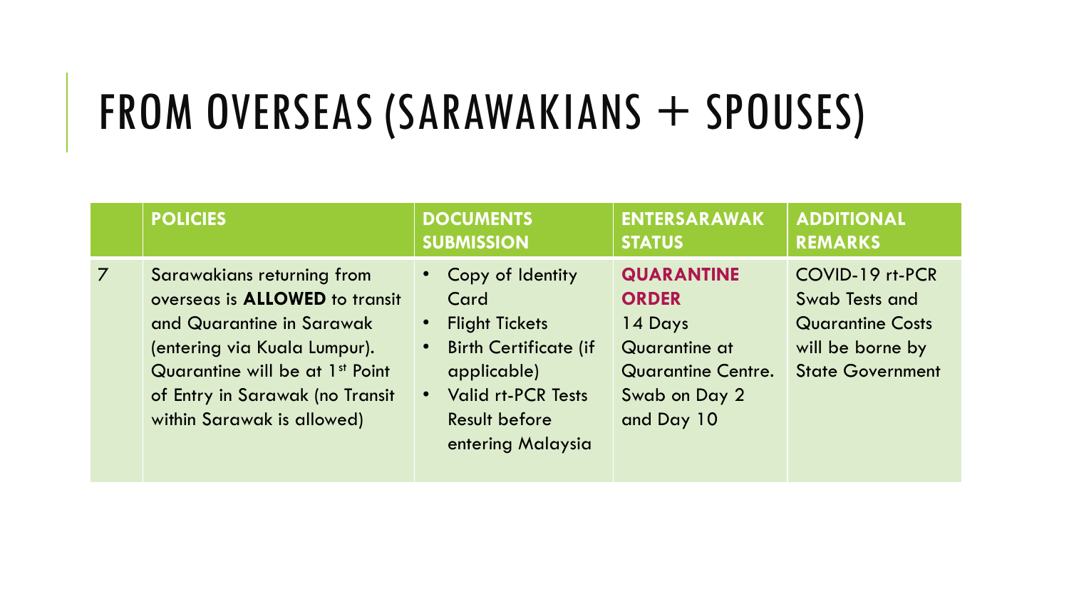# FROM OVERSEAS (SARAWAKIANS + SPOUSES)

| | POLICIES | DOCUMENTS SUBMISSION | ENTERSARAWAK STATUS | ADDITIONAL REMARKS |
|---|---|---|---|---|
| 7 | Sarawakians returning from overseas is **ALLOWED** to transit and Quarantine in Sarawak (entering via Kuala Lumpur). Quarantine will be at 1st Point of Entry in Sarawak (no Transit within Sarawak is allowed) | • Copy of Identity Card<br>• Flight Tickets<br>• Birth Certificate (if applicable)<br>• Valid rt-PCR Tests Result before entering Malaysia | **QUARANTINE ORDER**<br>14 Days Quarantine at Quarantine Centre. Swab on Day 2 and Day 10 | COVID-19 rt-PCR Swab Tests and Quarantine Costs will be borne by State Government |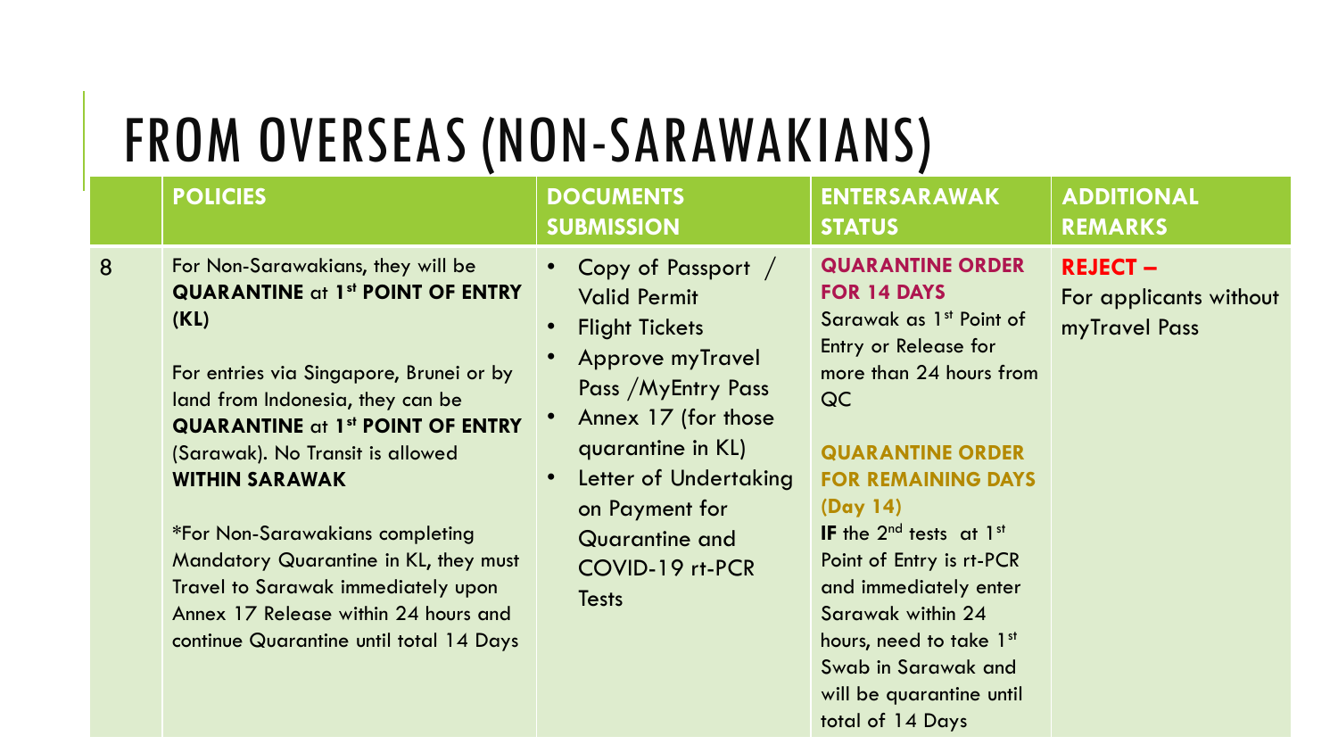# FROM OVERSEAS (NON-SARAWAKIANS)

| | POLICIES | DOCUMENTS SUBMISSION | ENTERSARAWAK STATUS | ADDITIONAL REMARKS |
|---|---|---|---|---|
| 8 | For Non-Sarawakians, they will be **QUARANTINE** at **1st POINT OF ENTRY (KL)**<br><br>For entries via Singapore, Brunei or by land from Indonesia, they can be **QUARANTINE** at **1st POINT OF ENTRY** (Sarawak). No Transit is allowed **WITHIN SARAWAK**<br><br>*For Non-Sarawakians completing Mandatory Quarantine in KL, they must Travel to Sarawak immediately upon Annex 17 Release within 24 hours and continue Quarantine until total 14 Days | • Copy of Passport / Valid Permit<br>• Flight Tickets<br>• Approve myTravel Pass /MyEntry Pass<br>• Annex 17 (for those quarantine in KL)<br>• Letter of Undertaking on Payment for Quarantine and COVID-19 rt-PCR Tests | **QUARANTINE ORDER FOR 14 DAYS**<br>Sarawak as 1st Point of Entry or Release for more than 24 hours from QC<br><br>**QUARANTINE ORDER FOR REMAINING DAYS (Day 14)**<br>**IF** the 2nd tests at 1st Point of Entry is rt-PCR and immediately enter Sarawak within 24 hours, need to take 1st Swab in Sarawak and will be quarantine until total of 14 Days | **REJECT –**<br>For applicants without myTravel Pass |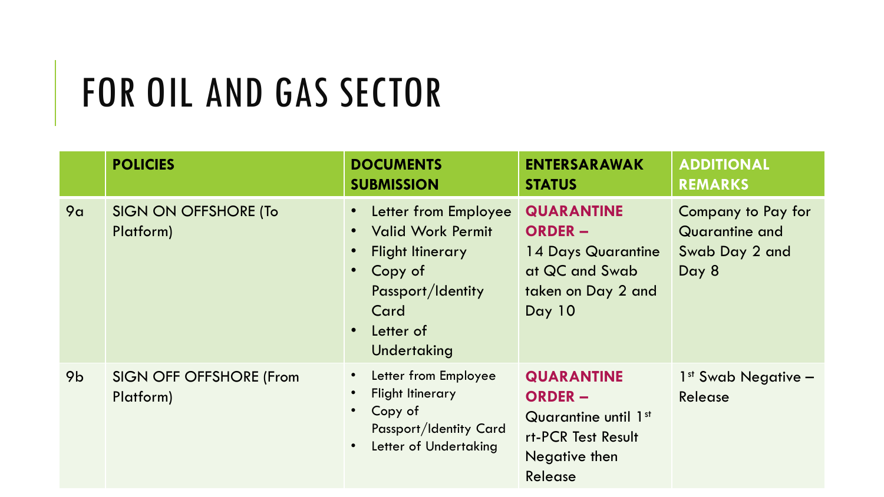# FOR OIL AND GAS SECTOR

| | POLICIES | DOCUMENTS SUBMISSION | ENTERSARAWAK STATUS | ADDITIONAL REMARKS |
|---|---|---|---|---|
| 9a | SIGN ON OFFSHORE (To Platform) | • Letter from Employee<br>• Valid Work Permit<br>• Flight Itinerary<br>• Copy of Passport/Identity Card<br>• Letter of Undertaking | **QUARANTINE ORDER –** 14 Days Quarantine at QC and Swab taken on Day 2 and Day 10 | Company to Pay for Quarantine and Swab Day 2 and Day 8 |
| 9b | SIGN OFF OFFSHORE (From Platform) | • Letter from Employee<br>• Flight Itinerary<br>• Copy of Passport/Identity Card<br>• Letter of Undertaking | **QUARANTINE ORDER –** Quarantine until 1st rt-PCR Test Result Negative then Release | 1st Swab Negative – Release |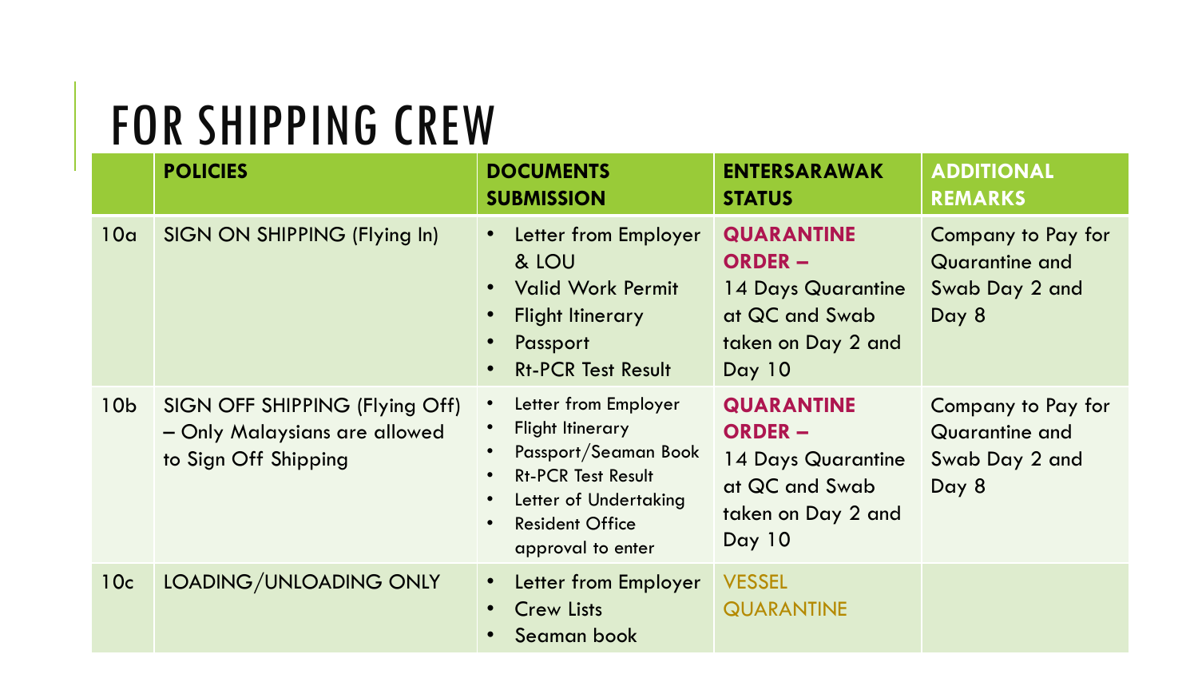# FOR SHIPPING CREW

| | POLICIES | DOCUMENTS SUBMISSION | ENTERSARAWAK STATUS | ADDITIONAL REMARKS |
|---|---|---|---|---|
| 10a | SIGN ON SHIPPING (Flying In) | • Letter from Employer & LOU<br>• Valid Work Permit<br>• Flight Itinerary<br>• Passport<br>• Rt-PCR Test Result | **QUARANTINE ORDER –** 14 Days Quarantine at QC and Swab taken on Day 2 and Day 10 | Company to Pay for Quarantine and Swab Day 2 and Day 8 |
| 10b | SIGN OFF SHIPPING (Flying Off) – Only Malaysians are allowed to Sign Off Shipping | • Letter from Employer<br>• Flight Itinerary<br>• Passport/Seaman Book<br>• Rt-PCR Test Result<br>• Letter of Undertaking<br>• Resident Office approval to enter | **QUARANTINE ORDER –** 14 Days Quarantine at QC and Swab taken on Day 2 and Day 10 | Company to Pay for Quarantine and Swab Day 2 and Day 8 |
| 10c | LOADING/UNLOADING ONLY | • Letter from Employer<br>• Crew Lists<br>• Seaman book | VESSEL QUARANTINE | |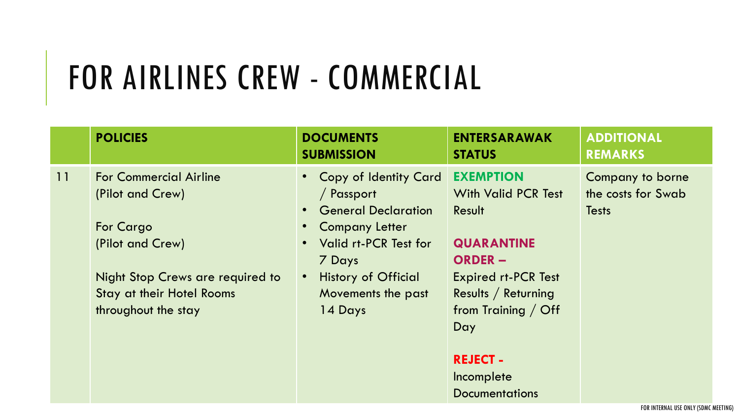# FOR AIRLINES CREW - COMMERCIAL

| | POLICIES | DOCUMENTS SUBMISSION | ENTERSARAWAK STATUS | ADDITIONAL REMARKS |
|---|---|---|---|---|
| 11 | For Commercial Airline (Pilot and Crew)<br><br>For Cargo (Pilot and Crew)<br><br>Night Stop Crews are required to Stay at their Hotel Rooms throughout the stay | • Copy of Identity Card / Passport<br>• General Declaration<br>• Company Letter<br>• Valid rt-PCR Test for 7 Days<br>• History of Official Movements the past 14 Days | **EXEMPTION**<br>With Valid PCR Test Result<br><br>**QUARANTINE ORDER –**<br>Expired rt-PCR Test Results / Returning from Training / Off Day<br><br>**REJECT -**<br>Incomplete Documentations | Company to borne the costs for Swab Tests |

FOR INTERNAL USE ONLY (SDMC MEETING)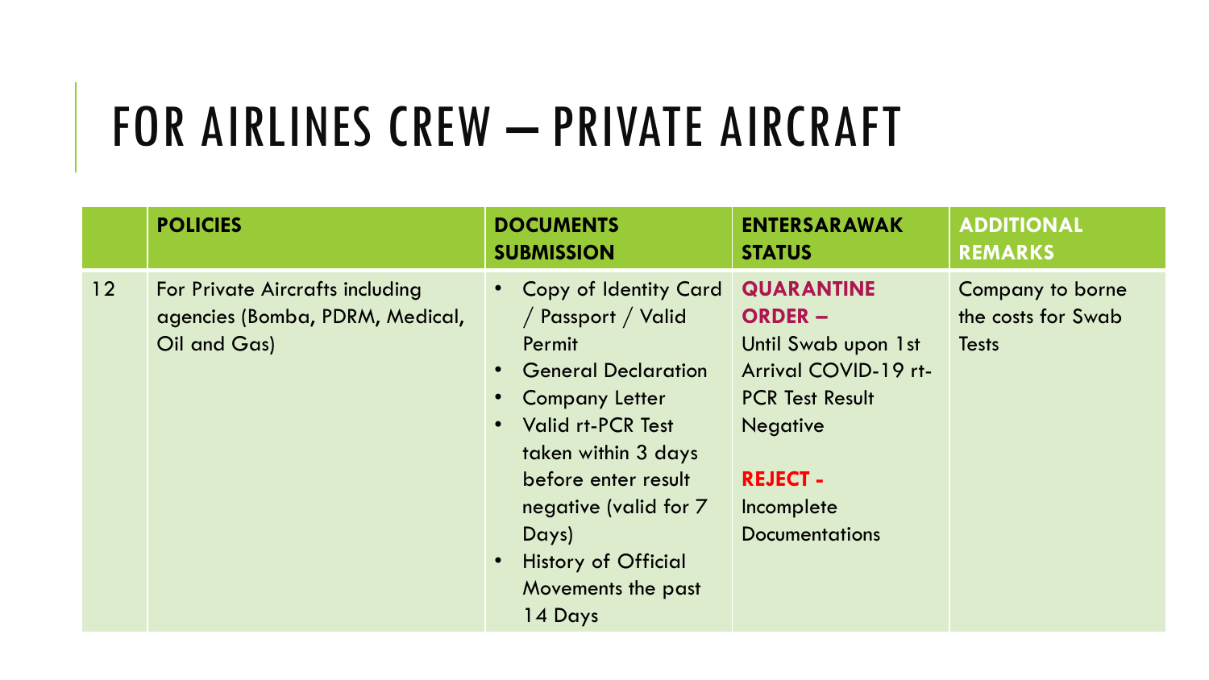# FOR AIRLINES CREW – PRIVATE AIRCRAFT

| | POLICIES | DOCUMENTS SUBMISSION | ENTERSARAWAK STATUS | ADDITIONAL REMARKS |
|---|---|---|---|---|
| 12 | For Private Aircrafts including agencies (Bomba, PDRM, Medical, Oil and Gas) | • Copy of Identity Card / Passport / Valid Permit<br>• General Declaration<br>• Company Letter<br>• Valid rt-PCR Test taken within 3 days before enter result negative (valid for 7 Days)<br>• History of Official Movements the past 14 Days | **QUARANTINE ORDER –** Until Swab upon 1st Arrival COVID-19 rt-PCR Test Result Negative<br><br>**REJECT -** Incomplete Documentations | Company to borne the costs for Swab Tests |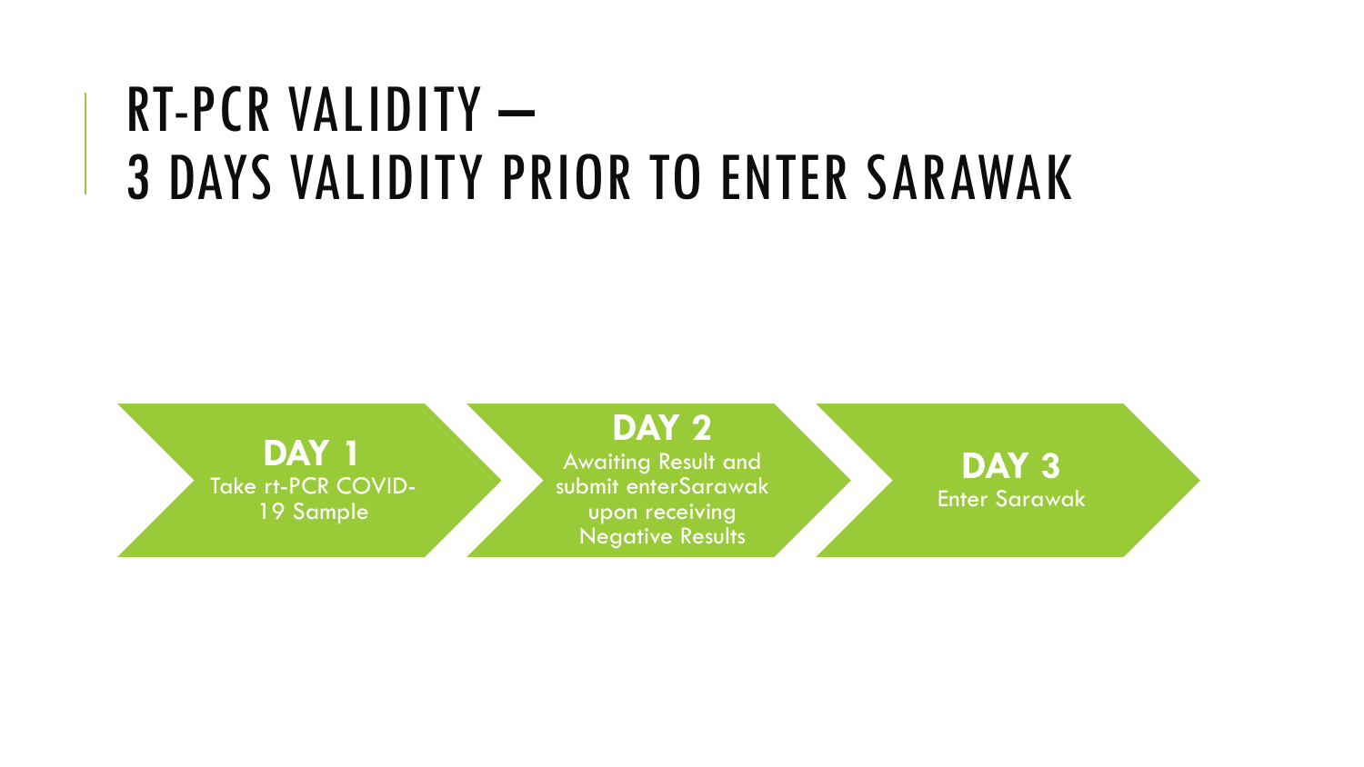# RT-PCR VALIDITY – 3 DAYS VALIDITY PRIOR TO ENTER SARAWAK

**DAY 1**
Take rt-PCR COVID-19 Sample

**DAY 2**
Awaiting Result and submit enterSarawak upon receiving Negative Results

**DAY 3**
Enter Sarawak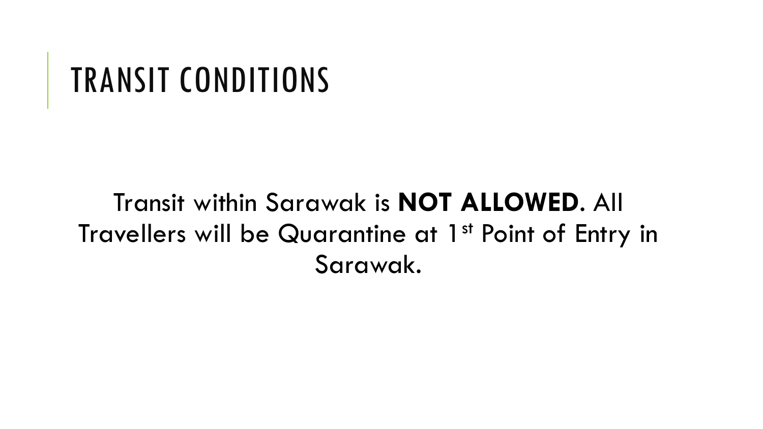# TRANSIT CONDITIONS

Transit within Sarawak is **NOT ALLOWED**. All Travellers will be Quarantine at 1st Point of Entry in Sarawak.